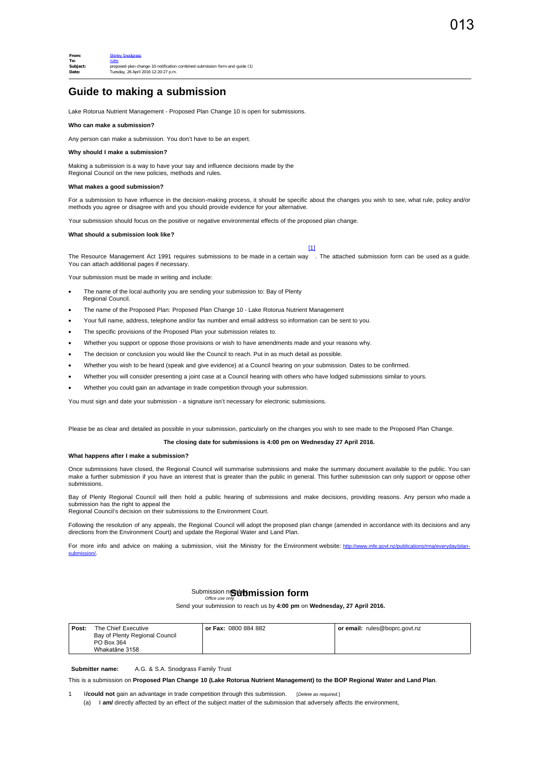013

**From:** Shirley Snodgrass
**To:** rules
**Subject:** proposed-plan-change-10-notification-combined-submission-form-and-guide (1)
**Date:** Tuesday, 26 April 2016 12:20:27 p.m.

# Guide to making a submission

Lake Rotorua Nutrient Management - Proposed Plan Change 10 is open for submissions.

**Who can make a submission?**

Any person can make a submission. You don't have to be an expert.

**Why should I make a submission?**

Making a submission is a way to have your say and influence decisions made by the Regional Council on the new policies, methods and rules.

**What makes a good submission?**

For a submission to have influence in the decision-making process, it should be specific about the changes you wish to see, what rule, policy and/or methods you agree or disagree with and you should provide evidence for your alternative.

Your submission should focus on the positive or negative environmental effects of the proposed plan change.

**What should a submission look like?**

The Resource Management Act 1991 requires submissions to be made in a certain way [1]. The attached submission form can be used as a guide. You can attach additional pages if necessary.

Your submission must be made in writing and include:

- The name of the local authority you are sending your submission to: Bay of Plenty Regional Council.
- The name of the Proposed Plan: Proposed Plan Change 10 - Lake Rotorua Nutrient Management
- Your full name, address, telephone and/or fax number and email address so information can be sent to you.
- The specific provisions of the Proposed Plan your submission relates to.
- Whether you support or oppose those provisions or wish to have amendments made and your reasons why.
- The decision or conclusion you would like the Council to reach. Put in as much detail as possible.
- Whether you wish to be heard (speak and give evidence) at a Council hearing on your submission. Dates to be confirmed.
- Whether you will consider presenting a joint case at a Council hearing with others who have lodged submissions similar to yours.
- Whether you could gain an advantage in trade competition through your submission.

You must sign and date your submission - a signature isn't necessary for electronic submissions.

Please be as clear and detailed as possible in your submission, particularly on the changes you wish to see made to the Proposed Plan Change.

**The closing date for submissions is 4:00 pm on Wednesday 27 April 2016.**

**What happens after I make a submission?**

Once submissions have closed, the Regional Council will summarise submissions and make the summary document available to the public. You can make a further submission if you have an interest that is greater than the public in general. This further submission can only support or oppose other submissions.

Bay of Plenty Regional Council will then hold a public hearing of submissions and make decisions, providing reasons. Any person who made a submission has the right to appeal the Regional Council's decision on their submissions to the Environment Court.

Following the resolution of any appeals, the Regional Council will adopt the proposed plan change (amended in accordance with its decisions and any directions from the Environment Court) and update the Regional Water and Land Plan.

For more info and advice on making a submission, visit the Ministry for the Environment website: http://www.mfe.govt.nz/publications/rma/everyday/plan-submission/.

## Submission form

Submission number *Office use only*

Send your submission to reach us by **4:00 pm** on **Wednesday, 27 April 2016.**

| **Post:** The Chief Executive<br>Bay of Plenty Regional Council<br>PO Box 364<br>Whakatāne 3158 | **or Fax:** 0800 884 882 | **or email:** rules@boprc.govt.nz |
|---|---|---|

**Submitter name:** A.G. & S.A. Snodgrass Family Trust

This is a submission on **Proposed Plan Change 10 (Lake Rotorua Nutrient Management) to the BOP Regional Water and Land Plan**.

1. I**/could not** gain an advantage in trade competition through this submission. [*Delete as required.*]
   (a) I **am/** directly affected by an effect of the subject matter of the submission that adversely affects the environment,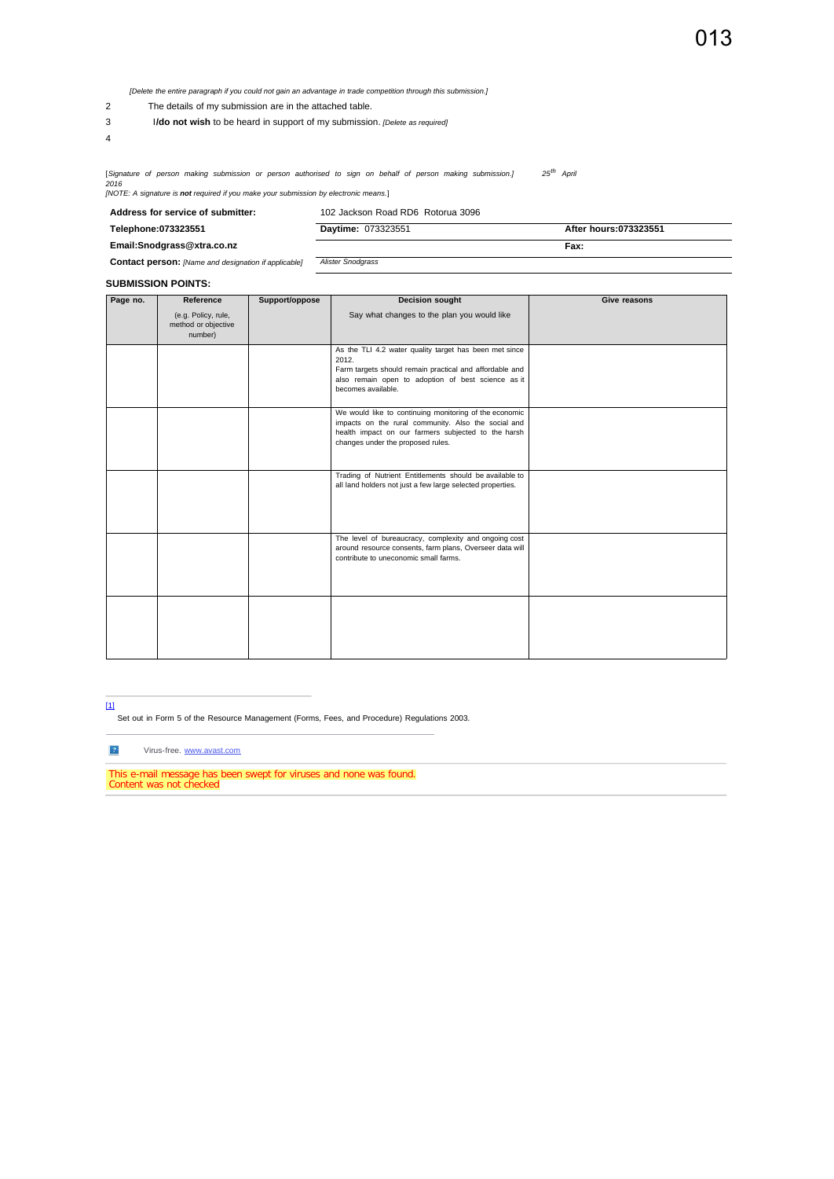*[Delete the entire paragraph if you could not gain an advantage in trade competition through this submission.]*

2 The details of my submission are in the attached table.

3 I/**do not wish** to be heard in support of my submission. *[Delete as required]*

4

[*Signature of person making submission or person authorised to sign on behalf of person making submission.*] *25th April 2016*

*[NOTE: A signature is **not** required if you make your submission by electronic means.]*

| | | |
|---|---|---|
| **Address for service of submitter:** | 102 Jackson Road RD6 Rotorua 3096 | |
| **Telephone:073323551** | **Daytime:** 073323551 | **After hours:073323551** |
| **Email:Snodgrass@xtra.co.nz** | | **Fax:** |
| **Contact person:** *[Name and designation if applicable]* | *Alister Snodgrass* | |

**SUBMISSION POINTS:**

| **Page no.** | **Reference** (e.g. Policy, rule, method or objective number) | **Support/oppose** | **Decision sought** Say what changes to the plan you would like | **Give reasons** |
|---|---|---|---|---|
| | | | As the TLI 4.2 water quality target has been met since 2012. Farm targets should remain practical and affordable and also remain open to adoption of best science as it becomes available. | |
| | | | We would like to continuing monitoring of the economic impacts on the rural community. Also the social and health impact on our farmers subjected to the harsh changes under the proposed rules. | |
| | | | Trading of Nutrient Entitlements should be available to all land holders not just a few large selected properties. | |
| | | | The level of bureaucracy, complexity and ongoing cost around resource consents, farm plans, Overseer data will contribute to uneconomic small farms. | |
| | | | | |

[1] Set out in Form 5 of the Resource Management (Forms, Fees, and Procedure) Regulations 2003.

Virus-free. www.avast.com

This e-mail message has been swept for viruses and none was found.
Content was not checked